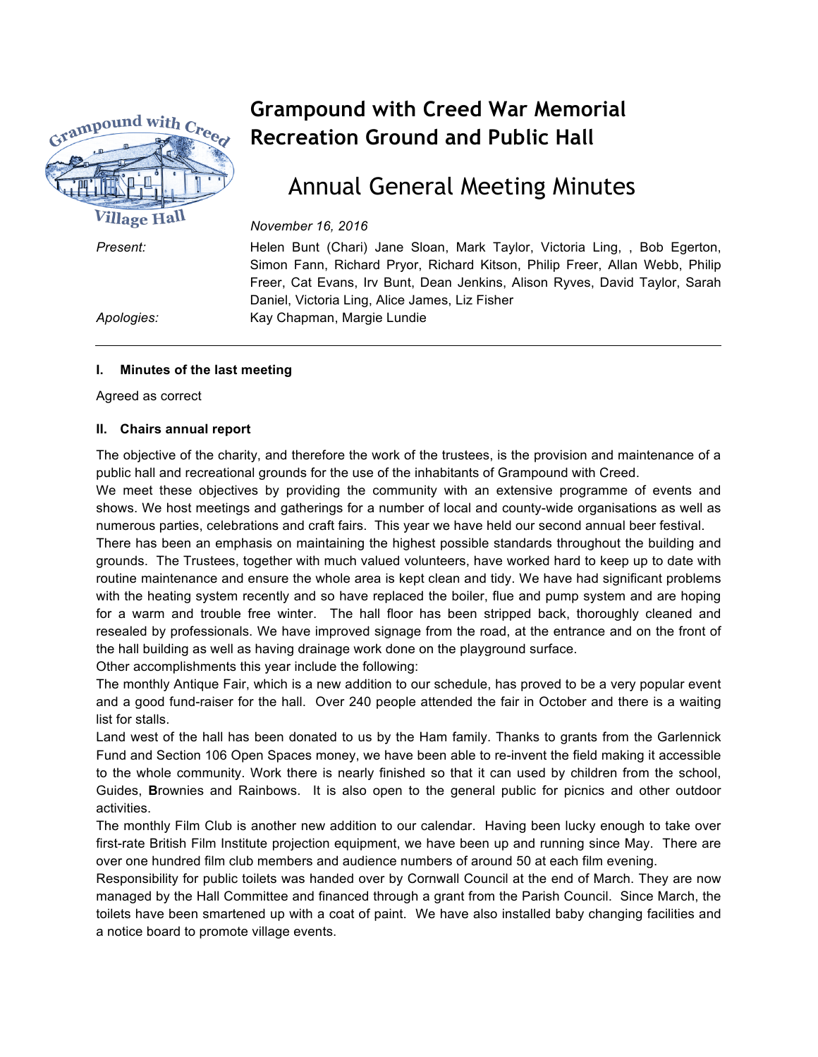# Grampound with Creed War Memorial Recreation Ground and Public Hall

## Annual General Meeting Minutes

*November 16, 2016*

*Present:* Helen Bunt (Chari) Jane Sloan, Mark Taylor, Victoria Ling, , Bob Egerton, Simon Fann, Richard Pryor, Richard Kitson, Philip Freer, Allan Webb, Philip Freer, Cat Evans, Irv Bunt, Dean Jenkins, Alison Ryves, David Taylor, Sarah Daniel, Victoria Ling, Alice James, Liz Fisher

*Apologies:* Kay Chapman, Margie Lundie

---

### I. Minutes of the last meeting

Agreed as correct

### II. Chairs annual report

The objective of the charity, and therefore the work of the trustees, is the provision and maintenance of a public hall and recreational grounds for the use of the inhabitants of Grampound with Creed.

We meet these objectives by providing the community with an extensive programme of events and shows. We host meetings and gatherings for a number of local and county-wide organisations as well as numerous parties, celebrations and craft fairs. This year we have held our second annual beer festival.

There has been an emphasis on maintaining the highest possible standards throughout the building and grounds. The Trustees, together with much valued volunteers, have worked hard to keep up to date with routine maintenance and ensure the whole area is kept clean and tidy. We have had significant problems with the heating system recently and so have replaced the boiler, flue and pump system and are hoping for a warm and trouble free winter. The hall floor has been stripped back, thoroughly cleaned and resealed by professionals. We have improved signage from the road, at the entrance and on the front of the hall building as well as having drainage work done on the playground surface.

Other accomplishments this year include the following:

The monthly Antique Fair, which is a new addition to our schedule, has proved to be a very popular event and a good fund-raiser for the hall. Over 240 people attended the fair in October and there is a waiting list for stalls.

Land west of the hall has been donated to us by the Ham family. Thanks to grants from the Garlennick Fund and Section 106 Open Spaces money, we have been able to re-invent the field making it accessible to the whole community. Work there is nearly finished so that it can used by children from the school, Guides, **B**rownies and Rainbows. It is also open to the general public for picnics and other outdoor activities.

The monthly Film Club is another new addition to our calendar. Having been lucky enough to take over first-rate British Film Institute projection equipment, we have been up and running since May. There are over one hundred film club members and audience numbers of around 50 at each film evening.

Responsibility for public toilets was handed over by Cornwall Council at the end of March. They are now managed by the Hall Committee and financed through a grant from the Parish Council. Since March, the toilets have been smartened up with a coat of paint. We have also installed baby changing facilities and a notice board to promote village events.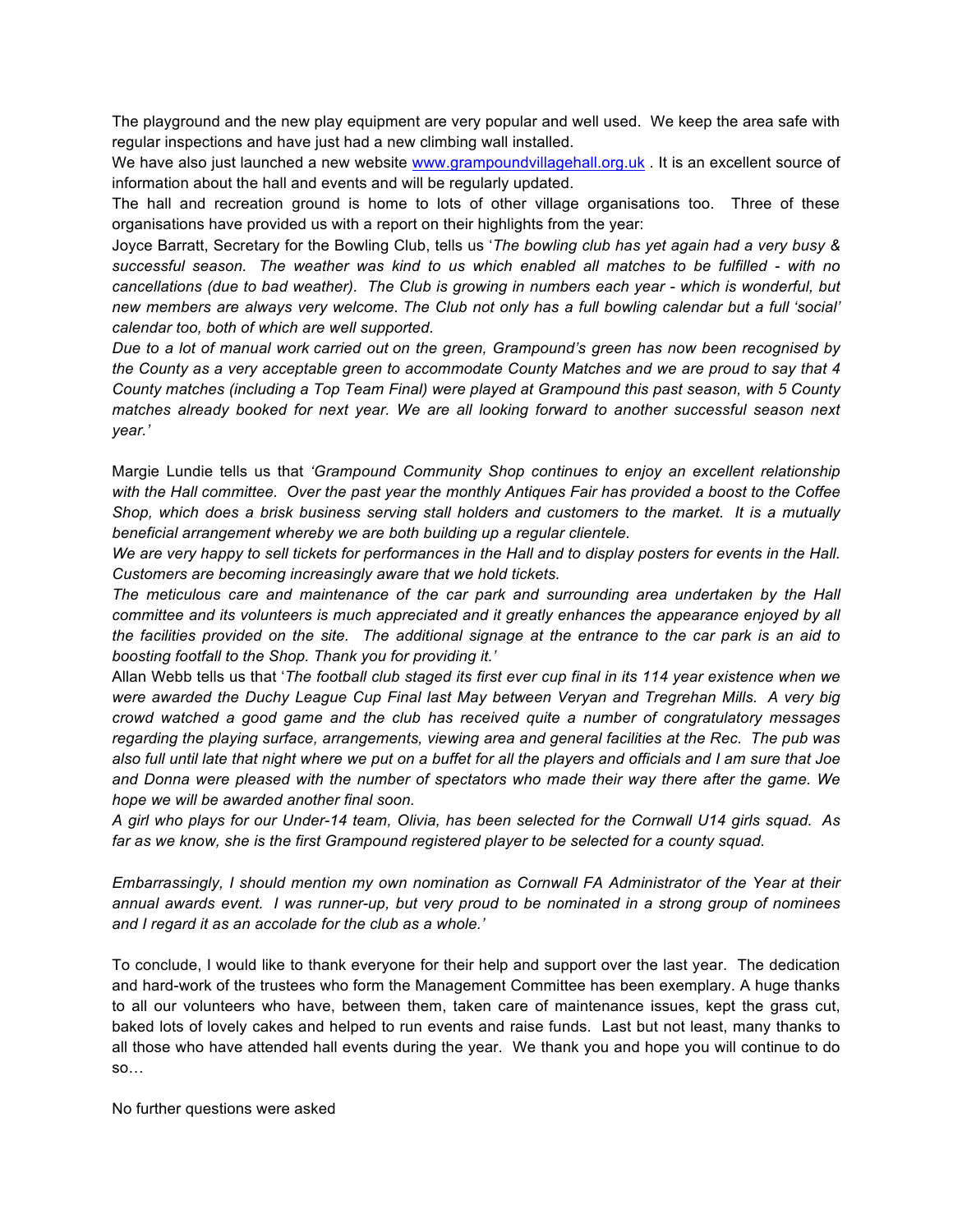The playground and the new play equipment are very popular and well used. We keep the area safe with regular inspections and have just had a new climbing wall installed.

We have also just launched a new website www.grampoundvillagehall.org.uk . It is an excellent source of information about the hall and events and will be regularly updated.

The hall and recreation ground is home to lots of other village organisations too. Three of these organisations have provided us with a report on their highlights from the year:

Joyce Barratt, Secretary for the Bowling Club, tells us '*The bowling club has yet again had a very busy & successful season. The weather was kind to us which enabled all matches to be fulfilled - with no cancellations (due to bad weather). The Club is growing in numbers each year - which is wonderful, but new members are always very welcome. The Club not only has a full bowling calendar but a full 'social' calendar too, both of which are well supported.*

*Due to a lot of manual work carried out on the green, Grampound's green has now been recognised by the County as a very acceptable green to accommodate County Matches and we are proud to say that 4 County matches (including a Top Team Final) were played at Grampound this past season, with 5 County matches already booked for next year. We are all looking forward to another successful season next year.'*

Margie Lundie tells us that *'Grampound Community Shop continues to enjoy an excellent relationship with the Hall committee. Over the past year the monthly Antiques Fair has provided a boost to the Coffee Shop, which does a brisk business serving stall holders and customers to the market. It is a mutually beneficial arrangement whereby we are both building up a regular clientele.*

*We are very happy to sell tickets for performances in the Hall and to display posters for events in the Hall. Customers are becoming increasingly aware that we hold tickets.*

*The meticulous care and maintenance of the car park and surrounding area undertaken by the Hall committee and its volunteers is much appreciated and it greatly enhances the appearance enjoyed by all the facilities provided on the site. The additional signage at the entrance to the car park is an aid to boosting footfall to the Shop. Thank you for providing it.'*

Allan Webb tells us that '*The football club staged its first ever cup final in its 114 year existence when we were awarded the Duchy League Cup Final last May between Veryan and Tregrehan Mills. A very big crowd watched a good game and the club has received quite a number of congratulatory messages regarding the playing surface, arrangements, viewing area and general facilities at the Rec. The pub was also full until late that night where we put on a buffet for all the players and officials and I am sure that Joe and Donna were pleased with the number of spectators who made their way there after the game. We hope we will be awarded another final soon.*

*A girl who plays for our Under-14 team, Olivia, has been selected for the Cornwall U14 girls squad. As far as we know, she is the first Grampound registered player to be selected for a county squad.*

*Embarrassingly, I should mention my own nomination as Cornwall FA Administrator of the Year at their annual awards event. I was runner-up, but very proud to be nominated in a strong group of nominees and I regard it as an accolade for the club as a whole.'*

To conclude, I would like to thank everyone for their help and support over the last year. The dedication and hard-work of the trustees who form the Management Committee has been exemplary. A huge thanks to all our volunteers who have, between them, taken care of maintenance issues, kept the grass cut, baked lots of lovely cakes and helped to run events and raise funds. Last but not least, many thanks to all those who have attended hall events during the year. We thank you and hope you will continue to do so…

No further questions were asked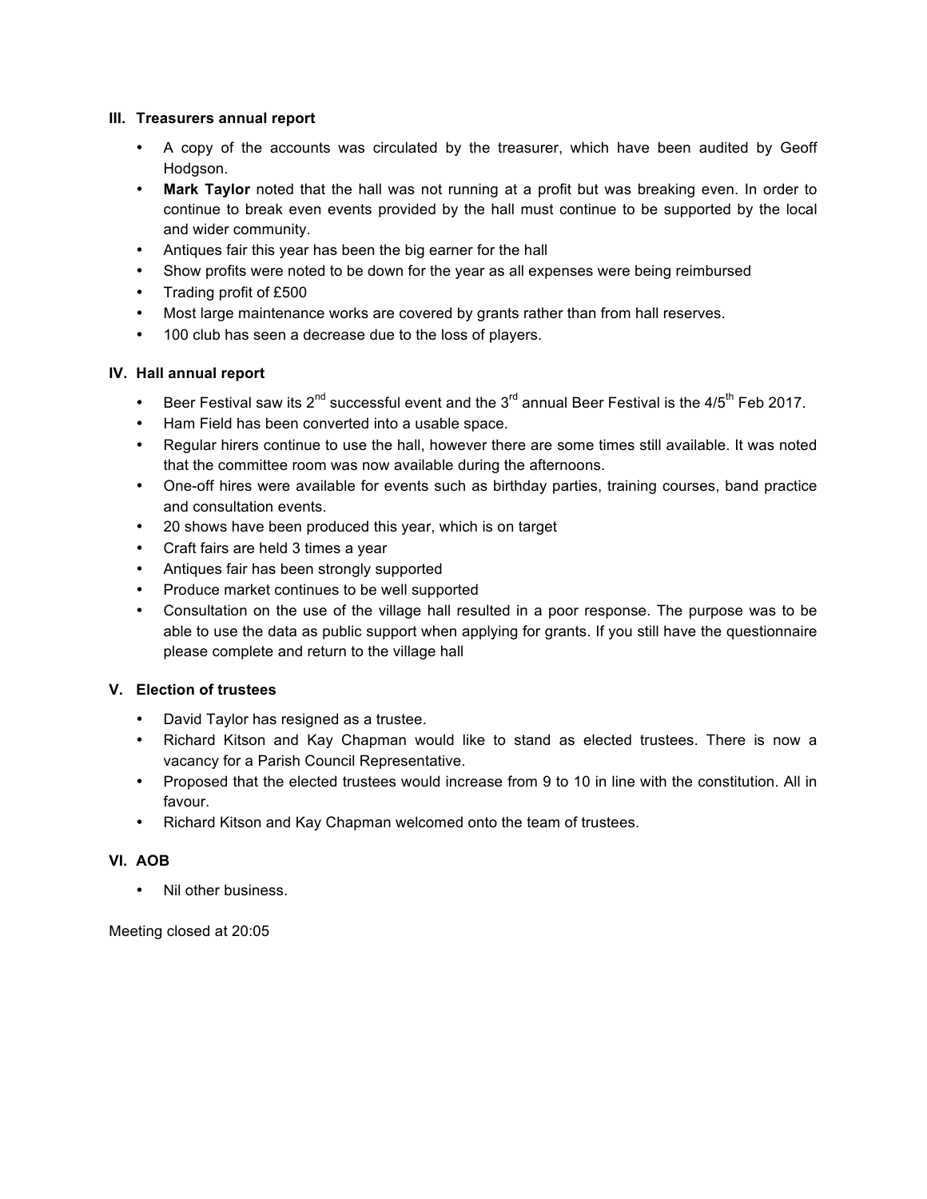### III. Treasurers annual report

- A copy of the accounts was circulated by the treasurer, which have been audited by Geoff Hodgson.
- **Mark Taylor** noted that the hall was not running at a profit but was breaking even. In order to continue to break even events provided by the hall must continue to be supported by the local and wider community.
- Antiques fair this year has been the big earner for the hall
- Show profits were noted to be down for the year as all expenses were being reimbursed
- Trading profit of £500
- Most large maintenance works are covered by grants rather than from hall reserves.
- 100 club has seen a decrease due to the loss of players.

### IV. Hall annual report

- Beer Festival saw its 2nd successful event and the 3rd annual Beer Festival is the 4/5th Feb 2017.
- Ham Field has been converted into a usable space.
- Regular hirers continue to use the hall, however there are some times still available. It was noted that the committee room was now available during the afternoons.
- One-off hires were available for events such as birthday parties, training courses, band practice and consultation events.
- 20 shows have been produced this year, which is on target
- Craft fairs are held 3 times a year
- Antiques fair has been strongly supported
- Produce market continues to be well supported
- Consultation on the use of the village hall resulted in a poor response. The purpose was to be able to use the data as public support when applying for grants. If you still have the questionnaire please complete and return to the village hall

### V. Election of trustees

- David Taylor has resigned as a trustee.
- Richard Kitson and Kay Chapman would like to stand as elected trustees. There is now a vacancy for a Parish Council Representative.
- Proposed that the elected trustees would increase from 9 to 10 in line with the constitution. All in favour.
- Richard Kitson and Kay Chapman welcomed onto the team of trustees.

### VI. AOB

- Nil other business.

Meeting closed at 20:05